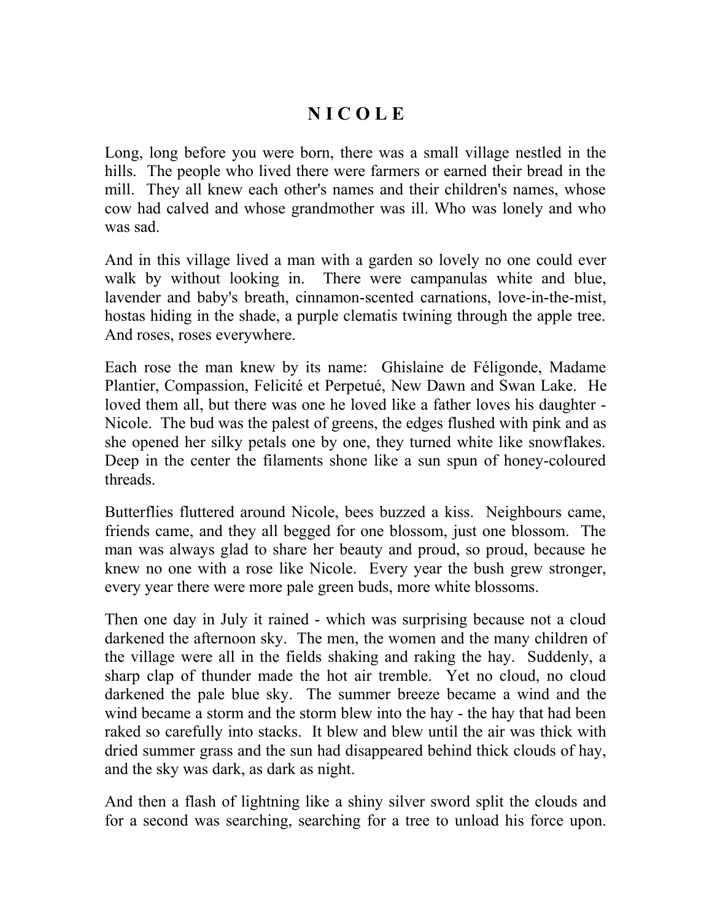# N I C O L E

Long, long before you were born, there was a small village nestled in the hills. The people who lived there were farmers or earned their bread in the mill. They all knew each other's names and their children's names, whose cow had calved and whose grandmother was ill. Who was lonely and who was sad.

And in this village lived a man with a garden so lovely no one could ever walk by without looking in. There were campanulas white and blue, lavender and baby's breath, cinnamon-scented carnations, love-in-the-mist, hostas hiding in the shade, a purple clematis twining through the apple tree. And roses, roses everywhere.

Each rose the man knew by its name: Ghislaine de Féligonde, Madame Plantier, Compassion, Felicité et Perpetué, New Dawn and Swan Lake. He loved them all, but there was one he loved like a father loves his daughter - Nicole. The bud was the palest of greens, the edges flushed with pink and as she opened her silky petals one by one, they turned white like snowflakes. Deep in the center the filaments shone like a sun spun of honey-coloured threads.

Butterflies fluttered around Nicole, bees buzzed a kiss. Neighbours came, friends came, and they all begged for one blossom, just one blossom. The man was always glad to share her beauty and proud, so proud, because he knew no one with a rose like Nicole. Every year the bush grew stronger, every year there were more pale green buds, more white blossoms.

Then one day in July it rained - which was surprising because not a cloud darkened the afternoon sky. The men, the women and the many children of the village were all in the fields shaking and raking the hay. Suddenly, a sharp clap of thunder made the hot air tremble. Yet no cloud, no cloud darkened the pale blue sky. The summer breeze became a wind and the wind became a storm and the storm blew into the hay - the hay that had been raked so carefully into stacks. It blew and blew until the air was thick with dried summer grass and the sun had disappeared behind thick clouds of hay, and the sky was dark, as dark as night.

And then a flash of lightning like a shiny silver sword split the clouds and for a second was searching, searching for a tree to unload his force upon.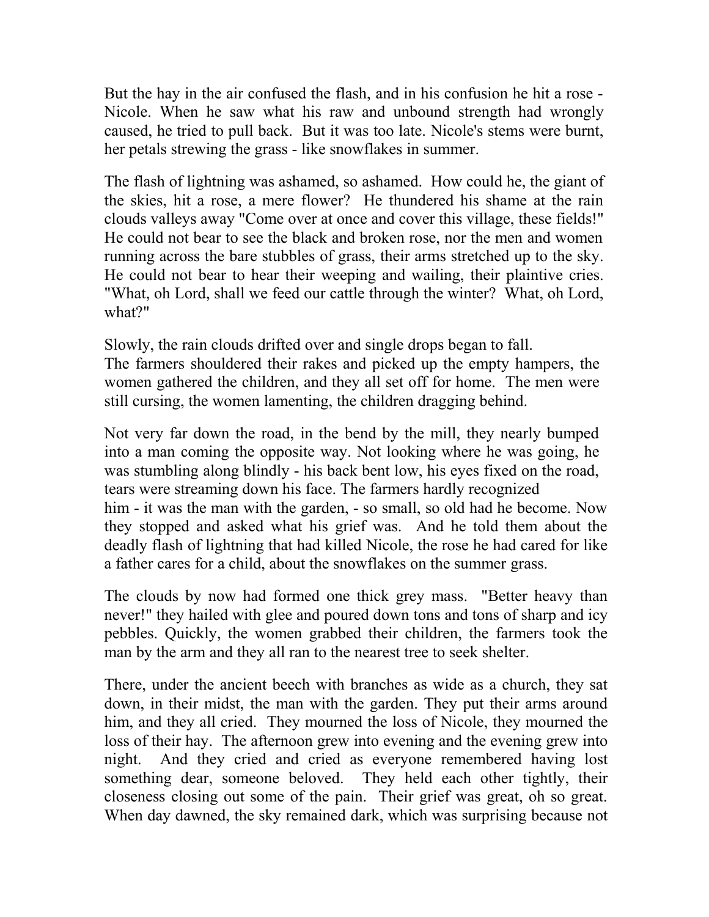But the hay in the air confused the flash, and in his confusion he hit a rose - Nicole. When he saw what his raw and unbound strength had wrongly caused, he tried to pull back. But it was too late. Nicole's stems were burnt, her petals strewing the grass - like snowflakes in summer.

The flash of lightning was ashamed, so ashamed. How could he, the giant of the skies, hit a rose, a mere flower? He thundered his shame at the rain clouds valleys away "Come over at once and cover this village, these fields!" He could not bear to see the black and broken rose, nor the men and women running across the bare stubbles of grass, their arms stretched up to the sky. He could not bear to hear their weeping and wailing, their plaintive cries. "What, oh Lord, shall we feed our cattle through the winter? What, oh Lord, what?"

Slowly, the rain clouds drifted over and single drops began to fall.
The farmers shouldered their rakes and picked up the empty hampers, the women gathered the children, and they all set off for home. The men were still cursing, the women lamenting, the children dragging behind.

Not very far down the road, in the bend by the mill, they nearly bumped into a man coming the opposite way. Not looking where he was going, he was stumbling along blindly - his back bent low, his eyes fixed on the road, tears were streaming down his face. The farmers hardly recognized him - it was the man with the garden, - so small, so old had he become. Now they stopped and asked what his grief was. And he told them about the deadly flash of lightning that had killed Nicole, the rose he had cared for like a father cares for a child, about the snowflakes on the summer grass.

The clouds by now had formed one thick grey mass. "Better heavy than never!" they hailed with glee and poured down tons and tons of sharp and icy pebbles. Quickly, the women grabbed their children, the farmers took the man by the arm and they all ran to the nearest tree to seek shelter.

There, under the ancient beech with branches as wide as a church, they sat down, in their midst, the man with the garden. They put their arms around him, and they all cried. They mourned the loss of Nicole, they mourned the loss of their hay. The afternoon grew into evening and the evening grew into night. And they cried and cried as everyone remembered having lost something dear, someone beloved. They held each other tightly, their closeness closing out some of the pain. Their grief was great, oh so great. When day dawned, the sky remained dark, which was surprising because not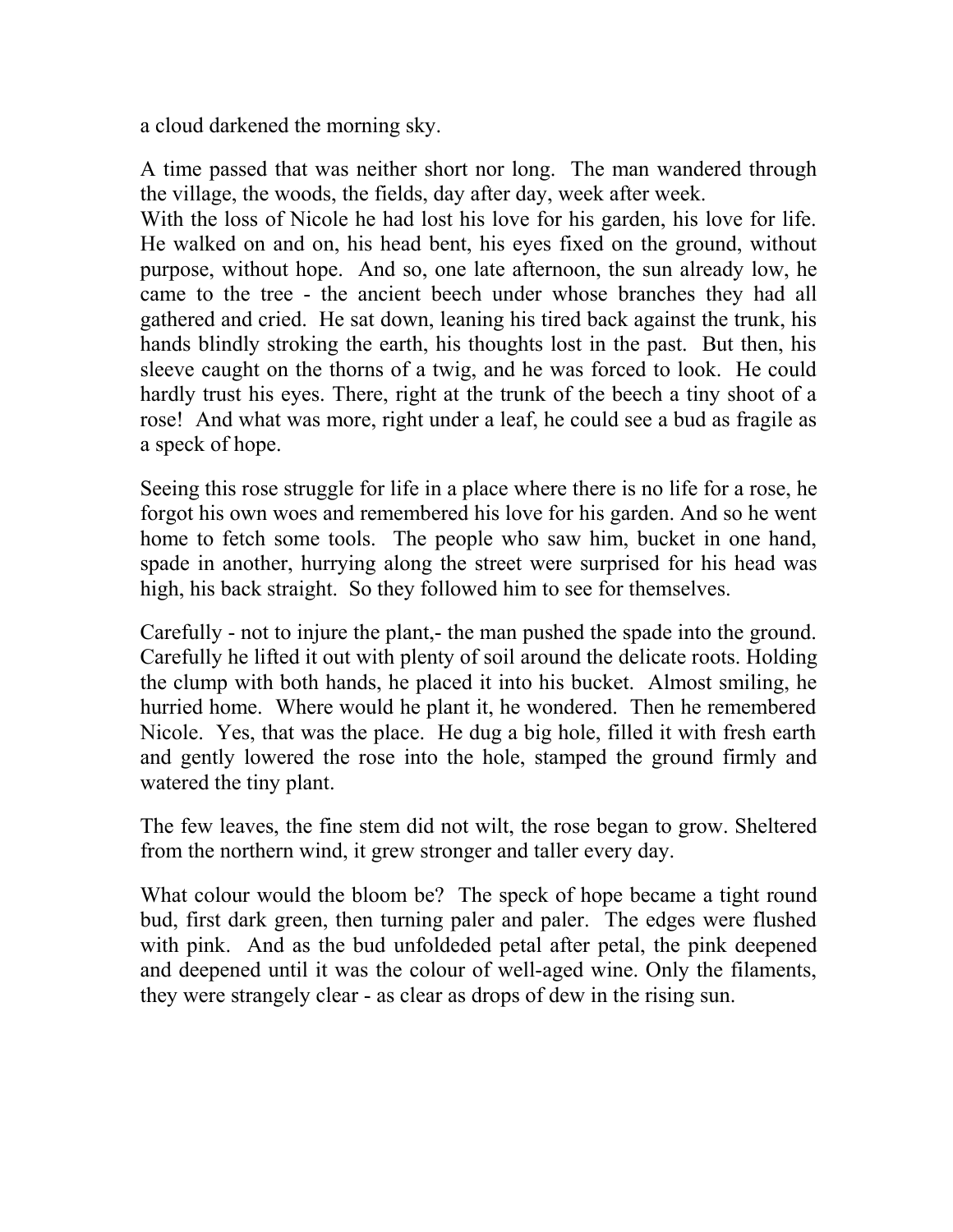a cloud darkened the morning sky.

A time passed that was neither short nor long. The man wandered through the village, the woods, the fields, day after day, week after week.
With the loss of Nicole he had lost his love for his garden, his love for life. He walked on and on, his head bent, his eyes fixed on the ground, without purpose, without hope. And so, one late afternoon, the sun already low, he came to the tree - the ancient beech under whose branches they had all gathered and cried. He sat down, leaning his tired back against the trunk, his hands blindly stroking the earth, his thoughts lost in the past. But then, his sleeve caught on the thorns of a twig, and he was forced to look. He could hardly trust his eyes. There, right at the trunk of the beech a tiny shoot of a rose! And what was more, right under a leaf, he could see a bud as fragile as a speck of hope.

Seeing this rose struggle for life in a place where there is no life for a rose, he forgot his own woes and remembered his love for his garden. And so he went home to fetch some tools. The people who saw him, bucket in one hand, spade in another, hurrying along the street were surprised for his head was high, his back straight. So they followed him to see for themselves.

Carefully - not to injure the plant,- the man pushed the spade into the ground. Carefully he lifted it out with plenty of soil around the delicate roots. Holding the clump with both hands, he placed it into his bucket. Almost smiling, he hurried home. Where would he plant it, he wondered. Then he remembered Nicole. Yes, that was the place. He dug a big hole, filled it with fresh earth and gently lowered the rose into the hole, stamped the ground firmly and watered the tiny plant.

The few leaves, the fine stem did not wilt, the rose began to grow. Sheltered from the northern wind, it grew stronger and taller every day.

What colour would the bloom be? The speck of hope became a tight round bud, first dark green, then turning paler and paler. The edges were flushed with pink. And as the bud unfoldeded petal after petal, the pink deepened and deepened until it was the colour of well-aged wine. Only the filaments, they were strangely clear - as clear as drops of dew in the rising sun.